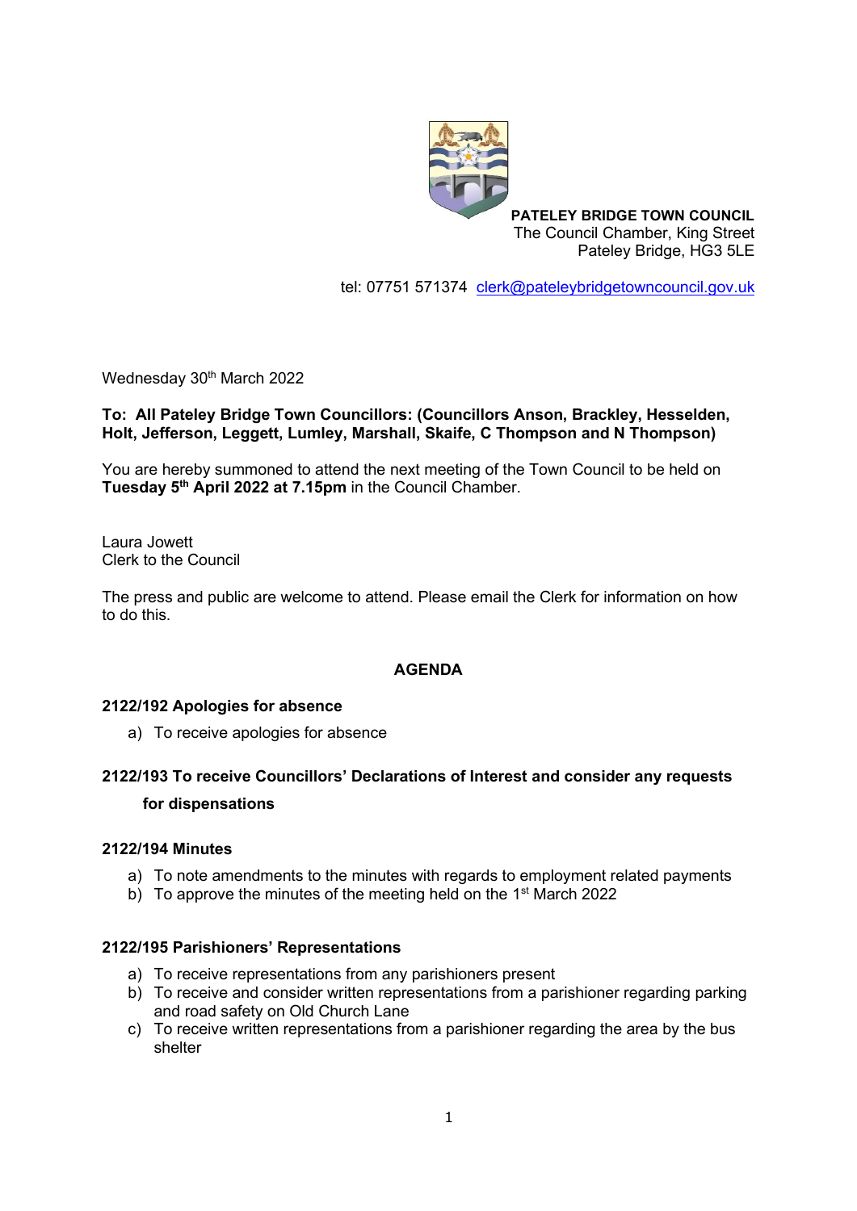**PATELEY BRIDGE TOWN COUNCIL**
The Council Chamber, King Street
Pateley Bridge, HG3 5LE

tel: 07751 571374 clerk@pateleybridgetowncouncil.gov.uk

Wednesday 30th March 2022

**To: All Pateley Bridge Town Councillors: (Councillors Anson, Brackley, Hesselden, Holt, Jefferson, Leggett, Lumley, Marshall, Skaife, C Thompson and N Thompson)**

You are hereby summoned to attend the next meeting of the Town Council to be held on **Tuesday 5th April 2022 at 7.15pm** in the Council Chamber.

Laura Jowett
Clerk to the Council

The press and public are welcome to attend. Please email the Clerk for information on how to do this.

## AGENDA

### 2122/192 Apologies for absence

a) To receive apologies for absence

### 2122/193 To receive Councillors' Declarations of Interest and consider any requests for dispensations

### 2122/194 Minutes

a) To note amendments to the minutes with regards to employment related payments
b) To approve the minutes of the meeting held on the 1st March 2022

### 2122/195 Parishioners' Representations

a) To receive representations from any parishioners present
b) To receive and consider written representations from a parishioner regarding parking and road safety on Old Church Lane
c) To receive written representations from a parishioner regarding the area by the bus shelter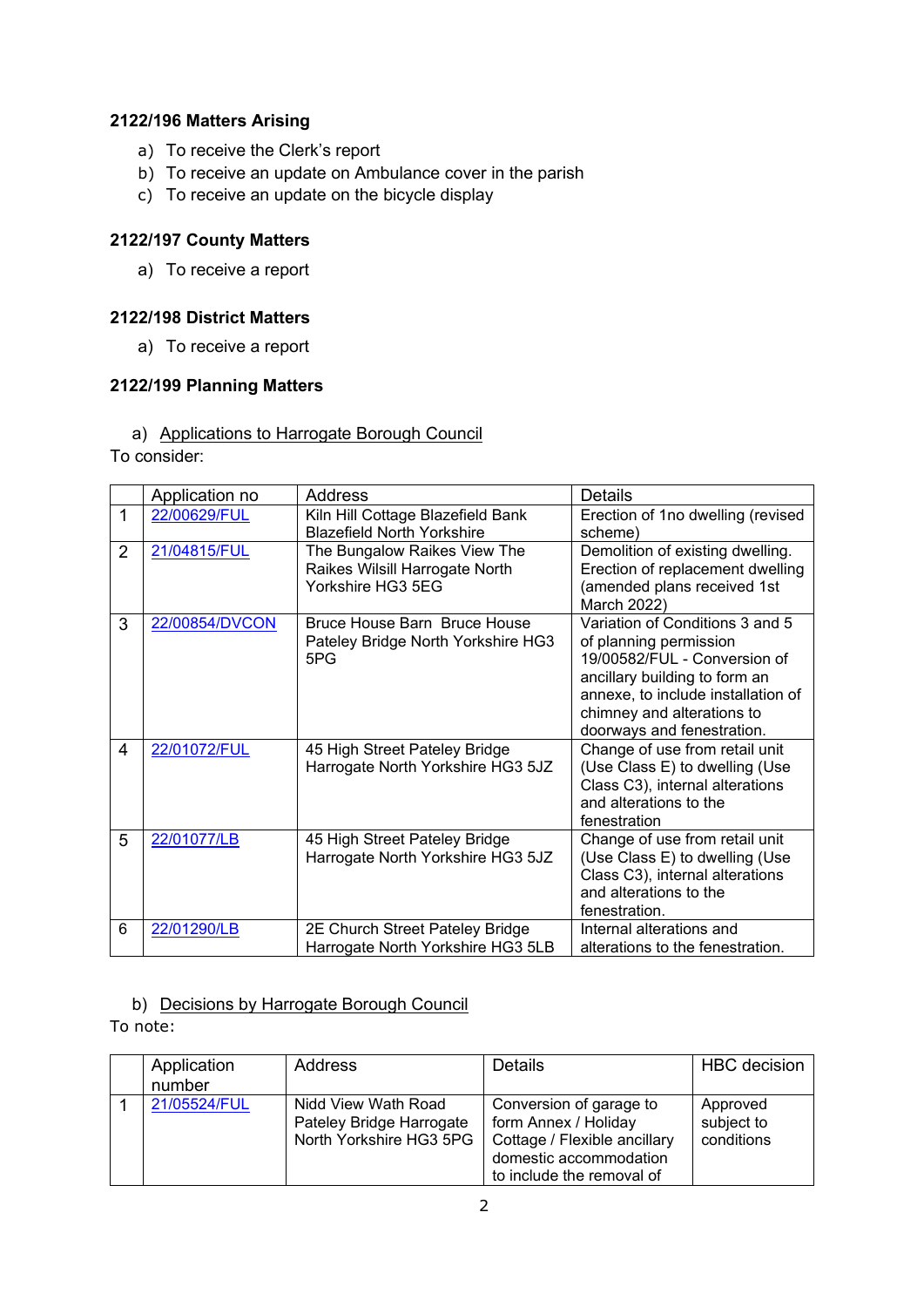**2122/196 Matters Arising**

a) To receive the Clerk's report
b) To receive an update on Ambulance cover in the parish
c) To receive an update on the bicycle display

**2122/197 County Matters**

a) To receive a report

**2122/198 District Matters**

a) To receive a report

**2122/199 Planning Matters**

a) Applications to Harrogate Borough Council

To consider:

| | Application no | Address | Details |
|---|---|---|---|
| 1 | 22/00629/FUL | Kiln Hill Cottage Blazefield Bank Blazefield North Yorkshire | Erection of 1no dwelling (revised scheme) |
| 2 | 21/04815/FUL | The Bungalow Raikes View The Raikes Wilsill Harrogate North Yorkshire HG3 5EG | Demolition of existing dwelling. Erection of replacement dwelling (amended plans received 1st March 2022) |
| 3 | 22/00854/DVCON | Bruce House Barn Bruce House Pateley Bridge North Yorkshire HG3 5PG | Variation of Conditions 3 and 5 of planning permission 19/00582/FUL - Conversion of ancillary building to form an annexe, to include installation of chimney and alterations to doorways and fenestration. |
| 4 | 22/01072/FUL | 45 High Street Pateley Bridge Harrogate North Yorkshire HG3 5JZ | Change of use from retail unit (Use Class E) to dwelling (Use Class C3), internal alterations and alterations to the fenestration |
| 5 | 22/01077/LB | 45 High Street Pateley Bridge Harrogate North Yorkshire HG3 5JZ | Change of use from retail unit (Use Class E) to dwelling (Use Class C3), internal alterations and alterations to the fenestration. |
| 6 | 22/01290/LB | 2E Church Street Pateley Bridge Harrogate North Yorkshire HG3 5LB | Internal alterations and alterations to the fenestration. |

b) Decisions by Harrogate Borough Council

To note:

| | Application number | Address | Details | HBC decision |
|---|---|---|---|---|
| 1 | 21/05524/FUL | Nidd View Wath Road Pateley Bridge Harrogate North Yorkshire HG3 5PG | Conversion of garage to form Annex / Holiday Cottage / Flexible ancillary domestic accommodation to include the removal of | Approved subject to conditions |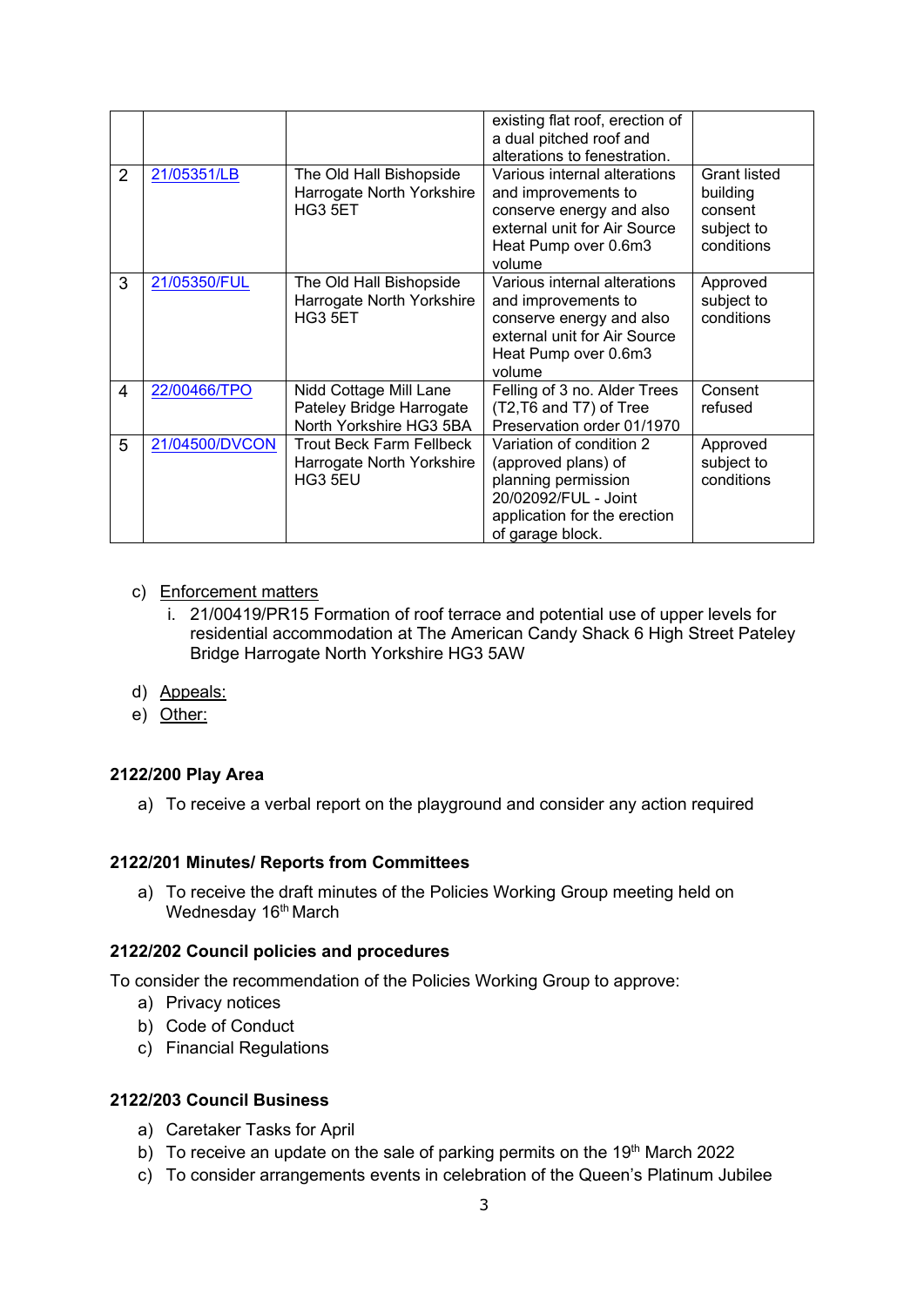| | | | | |
|---|---|---|---|---|
| | | | existing flat roof, erection of a dual pitched roof and alterations to fenestration. | |
| 2 | 21/05351/LB | The Old Hall Bishopside Harrogate North Yorkshire HG3 5ET | Various internal alterations and improvements to conserve energy and also external unit for Air Source Heat Pump over 0.6m3 volume | Grant listed building consent subject to conditions |
| 3 | 21/05350/FUL | The Old Hall Bishopside Harrogate North Yorkshire HG3 5ET | Various internal alterations and improvements to conserve energy and also external unit for Air Source Heat Pump over 0.6m3 volume | Approved subject to conditions |
| 4 | 22/00466/TPO | Nidd Cottage Mill Lane Pateley Bridge Harrogate North Yorkshire HG3 5BA | Felling of 3 no. Alder Trees (T2,T6 and T7) of Tree Preservation order 01/1970 | Consent refused |
| 5 | 21/04500/DVCON | Trout Beck Farm Fellbeck Harrogate North Yorkshire HG3 5EU | Variation of condition 2 (approved plans) of planning permission 20/02092/FUL - Joint application for the erection of garage block. | Approved subject to conditions |

c) Enforcement matters
   i. 21/00419/PR15 Formation of roof terrace and potential use of upper levels for residential accommodation at The American Candy Shack 6 High Street Pateley Bridge Harrogate North Yorkshire HG3 5AW

d) Appeals:

e) Other:

**2122/200 Play Area**

a) To receive a verbal report on the playground and consider any action required

**2122/201 Minutes/ Reports from Committees**

a) To receive the draft minutes of the Policies Working Group meeting held on Wednesday 16th March

**2122/202 Council policies and procedures**

To consider the recommendation of the Policies Working Group to approve:

a) Privacy notices
b) Code of Conduct
c) Financial Regulations

**2122/203 Council Business**

a) Caretaker Tasks for April
b) To receive an update on the sale of parking permits on the 19th March 2022
c) To consider arrangements events in celebration of the Queen's Platinum Jubilee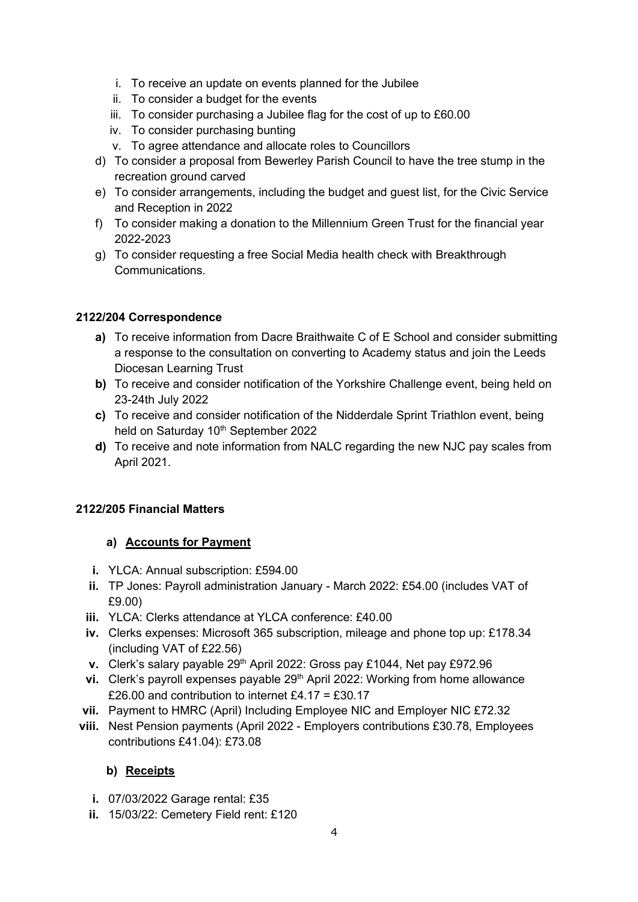i. To receive an update on events planned for the Jubilee
   ii. To consider a budget for the events
   iii. To consider purchasing a Jubilee flag for the cost of up to £60.00
   iv. To consider purchasing bunting
   v. To agree attendance and allocate roles to Councillors

d) To consider a proposal from Bewerley Parish Council to have the tree stump in the recreation ground carved

e) To consider arrangements, including the budget and guest list, for the Civic Service and Reception in 2022

f) To consider making a donation to the Millennium Green Trust for the financial year 2022-2023

g) To consider requesting a free Social Media health check with Breakthrough Communications.

**2122/204 Correspondence**

**a)** To receive information from Dacre Braithwaite C of E School and consider submitting a response to the consultation on converting to Academy status and join the Leeds Diocesan Learning Trust

**b)** To receive and consider notification of the Yorkshire Challenge event, being held on 23-24th July 2022

**c)** To receive and consider notification of the Nidderdale Sprint Triathlon event, being held on Saturday 10th September 2022

**d)** To receive and note information from NALC regarding the new NJC pay scales from April 2021.

**2122/205 Financial Matters**

**a) <u>Accounts for Payment</u>**

**i.** YLCA: Annual subscription: £594.00

**ii.** TP Jones: Payroll administration January - March 2022: £54.00 (includes VAT of £9.00)

**iii.** YLCA: Clerks attendance at YLCA conference: £40.00

**iv.** Clerks expenses: Microsoft 365 subscription, mileage and phone top up: £178.34 (including VAT of £22.56)

**v.** Clerk's salary payable 29th April 2022: Gross pay £1044, Net pay £972.96

**vi.** Clerk's payroll expenses payable 29th April 2022: Working from home allowance £26.00 and contribution to internet £4.17 = £30.17

**vii.** Payment to HMRC (April) Including Employee NIC and Employer NIC £72.32

**viii.** Nest Pension payments (April 2022 - Employers contributions £30.78, Employees contributions £41.04): £73.08

**b) <u>Receipts</u>**

**i.** 07/03/2022 Garage rental: £35

**ii.** 15/03/22: Cemetery Field rent: £120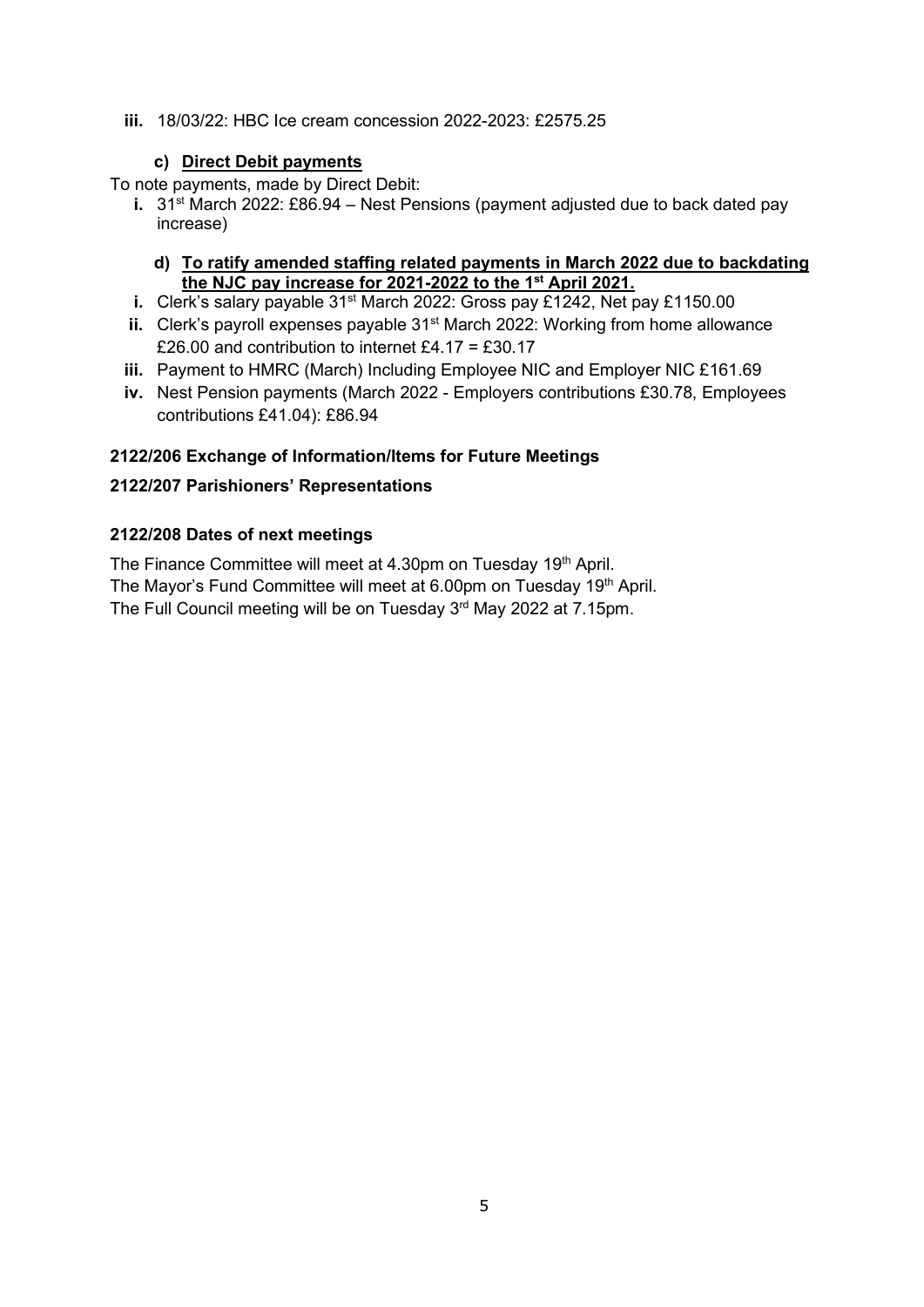iii. 18/03/22: HBC Ice cream concession 2022-2023: £2575.25

### c) Direct Debit payments

To note payments, made by Direct Debit:

i. 31st March 2022: £86.94 – Nest Pensions (payment adjusted due to back dated pay increase)

### d) To ratify amended staffing related payments in March 2022 due to backdating the NJC pay increase for 2021-2022 to the 1st April 2021.

i. Clerk's salary payable 31st March 2022: Gross pay £1242, Net pay £1150.00

ii. Clerk's payroll expenses payable 31st March 2022: Working from home allowance £26.00 and contribution to internet £4.17 = £30.17

iii. Payment to HMRC (March) Including Employee NIC and Employer NIC £161.69

iv. Nest Pension payments (March 2022 - Employers contributions £30.78, Employees contributions £41.04): £86.94

## 2122/206 Exchange of Information/Items for Future Meetings

## 2122/207 Parishioners' Representations

## 2122/208 Dates of next meetings

The Finance Committee will meet at 4.30pm on Tuesday 19th April.
The Mayor's Fund Committee will meet at 6.00pm on Tuesday 19th April.
The Full Council meeting will be on Tuesday 3rd May 2022 at 7.15pm.